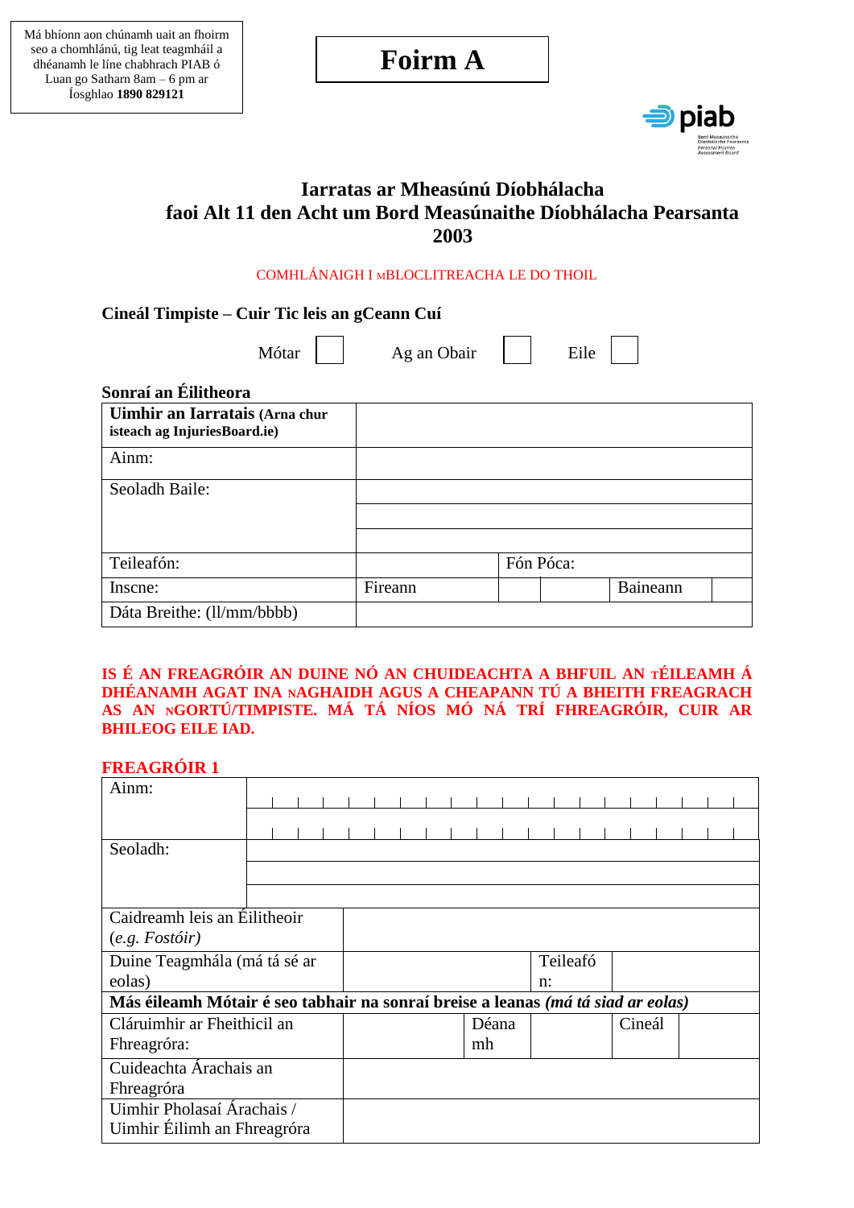Má bhíonn aon chúnamh uait an fhoirm seo a chomhlánú, tig leat teagmháil a dhéanamh le líne chabhrach PIAB ó Luan go Satharn 8am – 6 pm ar Íosghlao **1890 829121**

# Foirm A

piab
Bord Measúnaithe Díobhálacha Pearsanta
Personal Injuries Assessment Board

## Iarratas ar Mheasúnú Díobhálacha faoi Alt 11 den Acht um Bord Measúnaithe Díobhálacha Pearsanta 2003

COMHLÁNAIGH I mBLOCLITREACHA LE DO THOIL

**Cineál Timpiste – Cuir Tic leis an gCeann Cuí**

Mótar ☐ Ag an Obair ☐ Eile ☐

**Sonraí an Éilitheora**

| | | | | | |
|---|---|---|---|---|---|
| **Uimhir an Iarratais** (**Arna chur isteach ag InjuriesBoard.ie)** | | | | | |
| Ainm: | | | | | |
| Seoladh Baile: | | | | | |
| | | | | | |
| | | | | | |
| Teileafón: | | Fón Póca: | | | |
| Inscne: | Fireann | | | Baineann | |
| Dáta Breithe: (ll/mm/bbbb) | | | | | |

**IS É AN FREAGRÓIR AN DUINE NÓ AN CHUIDEACHTA A BHFUIL AN tÉILEAMH Á DHÉANAMH AGAT INA nAGHAIDH AGUS A CHEAPANN TÚ A BHEITH FREAGRACH AS AN nGORTÚ/TIMPISTE. MÁ TÁ NÍOS MÓ NÁ TRÍ FHREAGRÓIR, CUIR AR BHILEOG EILE IAD.**

**FREAGRÓIR 1**

| | | | | | |
|---|---|---|---|---|---|
| Ainm: | | | | | |
| | | | | | |
| Seoladh: | | | | | |
| | | | | | |
| | | | | | |
| Caidreamh leis an Éilitheoir (*e.g. Fostóir)* | | | | | |
| Duine Teagmhála (má tá sé ar eolas) | | Teileafón: | | | |
| **Más éileamh Mótair é seo tabhair na sonraí breise a leanas** ***(má tá siad ar eolas)*** | | | | | |
| Cláruimhir ar Fheithicil an Fhreagróra: | | Déanamh | | Cineál | |
| Cuideachta Árachais an Fhreagróra | | | | | |
| Uimhir Pholasaí Árachais / Uimhir Éilimh an Fhreagróra | | | | | |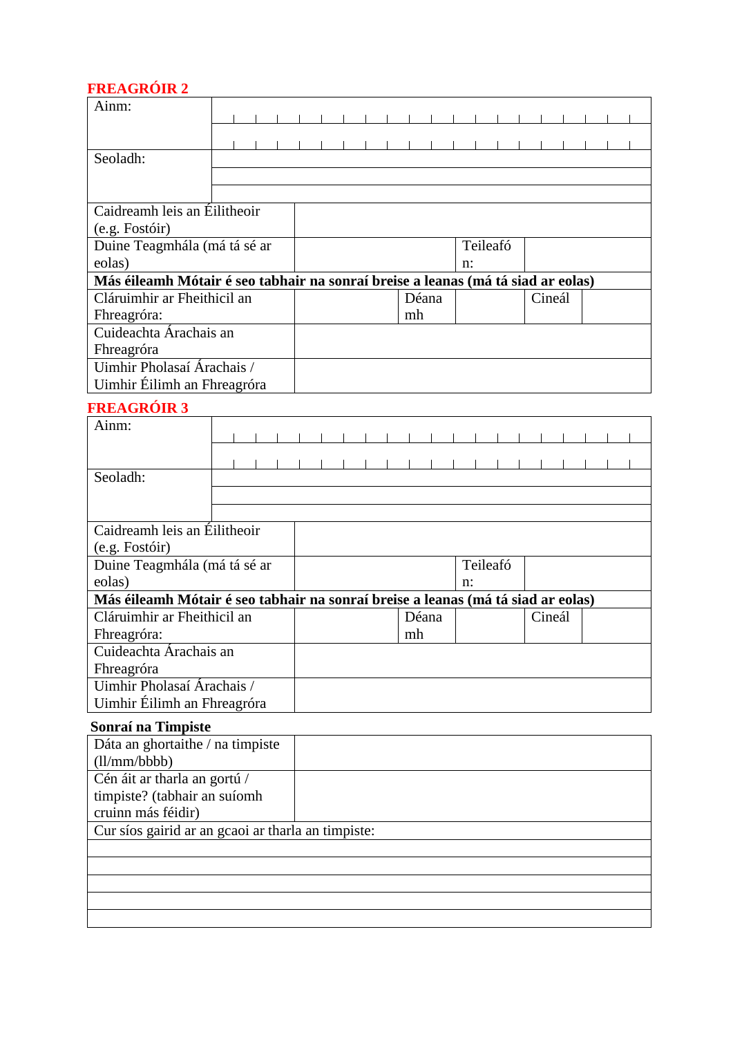**FREAGRÓIR 2**

| | | | | | |
|---|---|---|---|---|---|
| Ainm: | | | | | |
| | | | | | |
| Seoladh: | | | | | |
| | | | | | |
| | | | | | |
| Caidreamh leis an Éilitheoir (e.g. Fostóir) | | | | | |
| Duine Teagmhála (má tá sé ar eolas) | | | Teileafón: | | |
| **Más éileamh Mótair é seo tabhair na sonraí breise a leanas (má tá siad ar eolas)** | | | | | |
| Cláruimhir ar Fheithicil an Fhreagróra: | | Déanamh | | Cineál | |
| Cuideachta Árachais an Fhreagróra | | | | | |
| Uimhir Pholasaí Árachais / Uimhir Éilimh an Fhreagróra | | | | | |

**FREAGRÓIR 3**

| | | | | | |
|---|---|---|---|---|---|
| Ainm: | | | | | |
| | | | | | |
| Seoladh: | | | | | |
| | | | | | |
| | | | | | |
| Caidreamh leis an Éilitheoir (e.g. Fostóir) | | | | | |
| Duine Teagmhála (má tá sé ar eolas) | | | Teileafón: | | |
| **Más éileamh Mótair é seo tabhair na sonraí breise a leanas (má tá siad ar eolas)** | | | | | |
| Cláruimhir ar Fheithicil an Fhreagróra: | | Déanamh | | Cineál | |
| Cuideachta Árachais an Fhreagróra | | | | | |
| Uimhir Pholasaí Árachais / Uimhir Éilimh an Fhreagróra | | | | | |

**Sonraí na Timpiste**

| | |
|---|---|
| Dáta an ghortaithe / na timpiste (ll/mm/bbbb) | |
| Cén áit ar tharla an gortú / timpiste? (tabhair an suíomh cruinn más féidir) | |
| Cur síos gairid ar an gcaoi ar tharla an timpiste: | |
| | |
| | |
| | |
| | |
| | |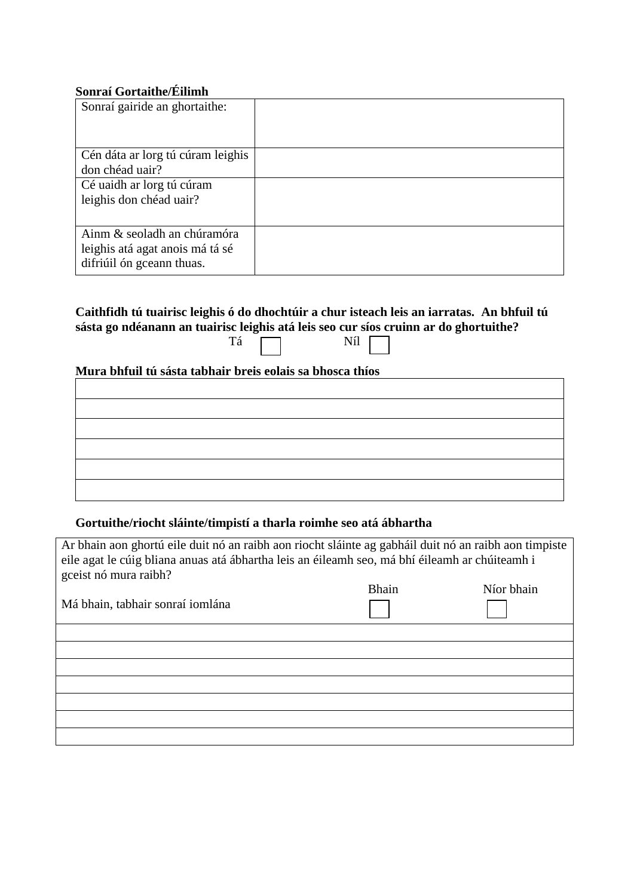**Sonraí Gortaithe/Éilimh**

| | |
|---|---|
| Sonraí gairide an ghortaithe: | |
| Cén dáta ar lorg tú cúram leighis don chéad uair? | |
| Cé uaidh ar lorg tú cúram leighis don chéad uair? | |
| Ainm & seoladh an chúramóra leighis atá agat anois má tá sé difriúil ón gceann thuas. | |

**Caithfidh tú tuairisc leighis ó do dhochtúir a chur isteach leis an iarratas. An bhfuil tú sásta go ndéanann an tuairisc leighis atá leis seo cur síos cruinn ar do ghortuithe?**

Tá ☐ Níl ☐

**Mura bhfuil tú sásta tabhair breis eolais sa bhosca thíos**

| |
|---|
| |
| |
| |
| |
| |
| |

**Gortuithe/riocht sláinte/timpistí a tharla roimhe seo atá ábhartha**

Ar bhain aon ghortú eile duit nó an raibh aon riocht sláinte ag gabháil duit nó an raibh aon timpiste eile agat le cúig bliana anuas atá ábhartha leis an éileamh seo, má bhí éileamh ar chúiteamh i gceist nó mura raibh?

Má bhain, tabhair sonraí iomlána

Bhain ☐ Níor bhain ☐

| |
|---|
| |
| |
| |
| |
| |
| |
| |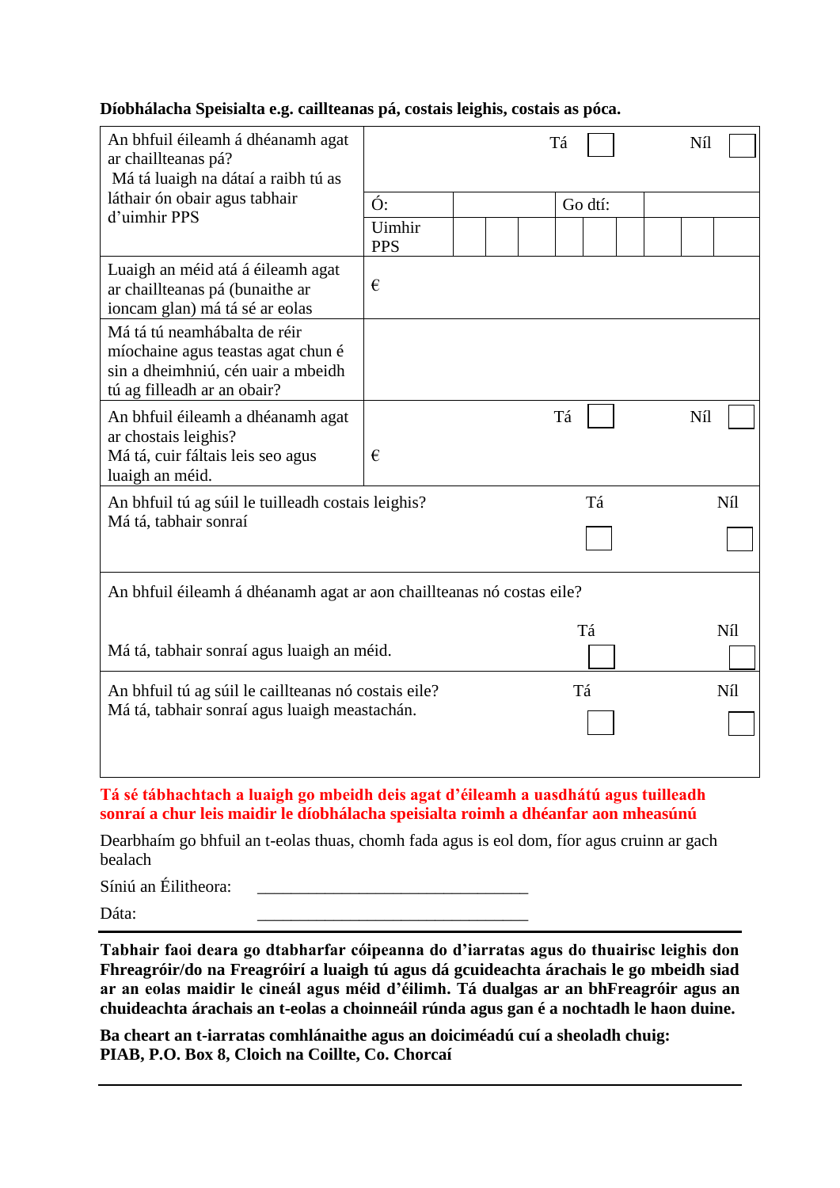**Díobhálacha Speisialta e.g. caillteanas pá, costais leighis, costais as póca.**

| | | | | | | | | | | | |
|---|---|---|---|---|---|---|---|---|---|---|---|
| An bhfuil éileamh á dhéanamh agat ar chaillteanas pá? Má tá luaigh na dátaí a raibh tú as láthair ón obair agus tabhair d'uimhir PPS | Tá ☐ Níl ☐ | | | | | | | | | | |
| | Ó: | | | | Go dtí: | | | | | | |
| | Uimhir PPS | | | | | | | | | | |
| Luaigh an méid atá á éileamh agat ar chaillteanas pá (bunaithe ar ioncam glan) má tá sé ar eolas | € | | | | | | | | | | |
| Má tá tú neamhábalta de réir míochaine agus teastas agat chun é sin a dheimhniú, cén uair a mbeidh tú ag filleadh ar an obair? | | | | | | | | | | | |
| An bhfuil éileamh á dhéanamh agat ar chostais leighis? Má tá, cuir fáltais leis seo agus luaigh an méid. | Tá ☐ Níl ☐ € | | | | | | | | | | |
| An bhfuil tú ag súil le tuilleadh costais leighis? Má tá, tabhair sonraí | Tá ☐ Níl ☐ | | | | | | | | | | |
| An bhfuil éileamh á dhéanamh agat ar aon chaillteanas nó costas eile? Má tá, tabhair sonraí agus luaigh an méid. | Tá ☐ Níl ☐ | | | | | | | | | | |
| An bhfuil tú ag súil le caillteanas nó costais eile? Má tá, tabhair sonraí agus luaigh meastachán. | Tá ☐ Níl ☐ | | | | | | | | | | |

**Tá sé tábhachtach a luaigh go mbeidh deis agat d'éileamh a uasdhátú agus tuilleadh sonraí a chur leis maidir le díobhálacha speisialta roimh a dhéanfar aon mheasúnú**

Dearbhaím go bhfuil an t-eolas thuas, chomh fada agus is eol dom, fíor agus cruinn ar gach bealach

Síniú an Éilitheora: _______________________________

Dáta: _______________________________

---

**Tabhair faoi deara go dtabharfar cóipeanna do d'iarratas agus do thuairisc leighis don Fhreagróir/do na Freagróirí a luaigh tú agus dá gcuideachta árachais le go mbeidh siad ar an eolas maidir le cineál agus méid d'éilimh. Tá dualgas ar an bhFreagróir agus an chuideachta árachais an t-eolas a choinneáil rúnda agus gan é a nochtadh le haon duine.**

**Ba cheart an t-iarratas comhlánaithe agus an doiciméadú cuí a sheoladh chuig:**
**PIAB, P.O. Box 8, Cloich na Coillte, Co. Chorcaí**